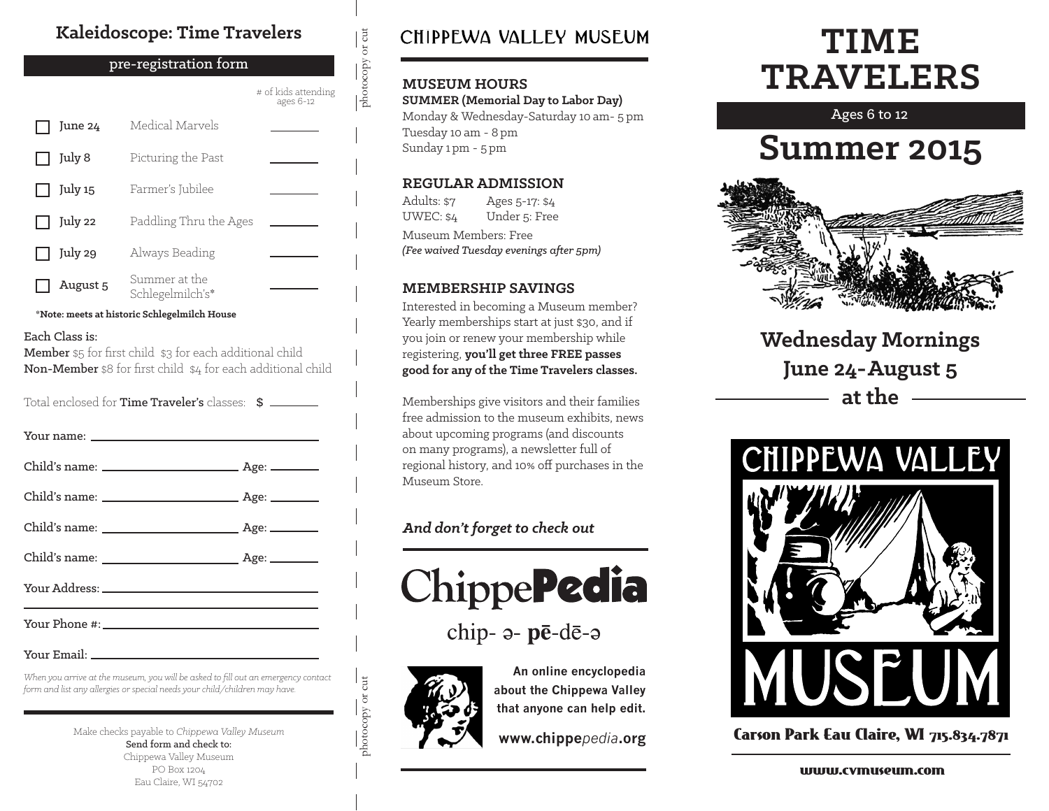## Kaleidoscope: Time Travelers

**pre-registration form**

| | Date | Class | # of kids attending ages 6-12 |
|---|---|---|---|
| ☐ | June 24 | Medical Marvels | ________ |
| ☐ | July 8 | Picturing the Past | ________ |
| ☐ | July 15 | Farmer's Jubilee | ________ |
| ☐ | July 22 | Paddling Thru the Ages | ________ |
| ☐ | July 29 | Always Beading | ________ |
| ☐ | August 5 | Summer at the Schlegelmilch's* | ________ |

***Note: meets at historic Schlegelmilch House**

Each Class is:
**Member** $5 for first child $3 for each additional child
**Non-Member** $8 for first child $4 for each additional child

Total enclosed for **Time Traveler's** classes: $ ________

Your name: ________________

Child's name: ________________ Age: ________

Child's name: ________________ Age: ________

Child's name: ________________ Age: ________

Child's name: ________________ Age: ________

Your Address: ________________

Your Phone #: ________________

Your Email: ________________

*When you arrive at the museum, you will be asked to fill out an emergency contact form and list any allergies or special needs your child/children may have.*

Make checks payable to *Chippewa Valley Museum*
**Send form and check to:**
Chippewa Valley Museum
PO Box 1204
Eau Claire, WI 54702

photocopy or cut

## CHIPPEWA VALLEY MUSEUM

### MUSEUM HOURS

**SUMMER (Memorial Day to Labor Day)**
Monday & Wednesday-Saturday 10 am- 5 pm
Tuesday 10 am - 8 pm
Sunday 1 pm - 5 pm

### REGULAR ADMISSION

Adults: $7 Ages 5-17: $4
UWEC: $4 Under 5: Free
Museum Members: Free
*(Fee waived Tuesday evenings after 5pm)*

### MEMBERSHIP SAVINGS

Interested in becoming a Museum member? Yearly memberships start at just $30, and if you join or renew your membership while registering, **you'll get three FREE passes good for any of the Time Travelers classes.**

Memberships give visitors and their families free admission to the museum exhibits, news about upcoming programs (and discounts on many programs), a newsletter full of regional history, and 10% off purchases in the Museum Store.

***And don't forget to check out***

# Chippe**Pedia**

chip- ə- **pē**-dē-ə

**An online encyclopedia about the Chippewa Valley that anyone can help edit.**

**www.chippe*pedia*.org**

# TIME TRAVELERS

Ages 6 to 12

# Summer 2015

**Wednesday Mornings**
**June 24-August 5**
**at the**

CHIPPEWA VALLEY MUSEUM

**Carson Park Eau Claire, WI 715.834.7871**

**www.cvmuseum.com**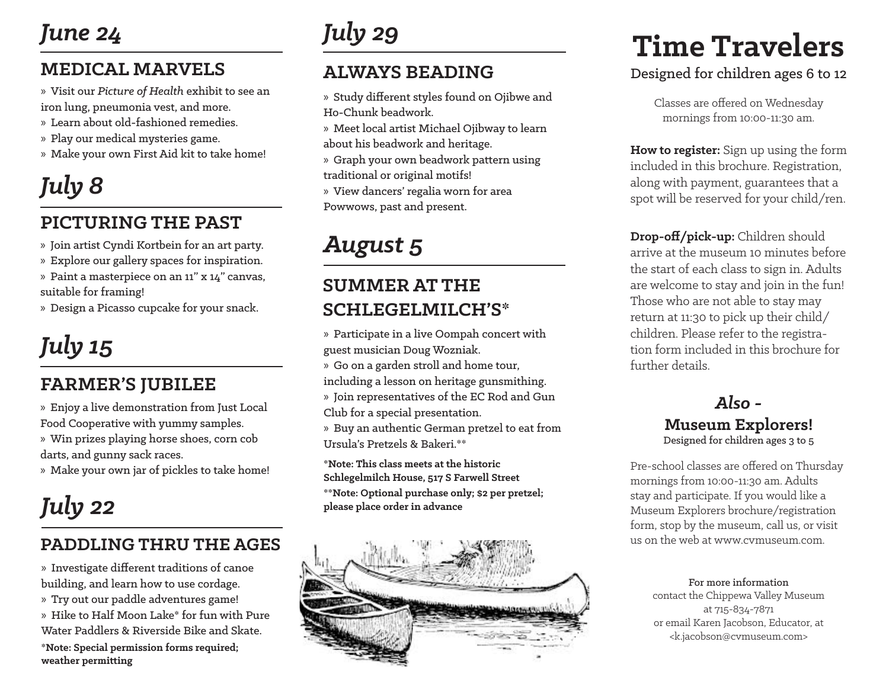## *June 24*

### MEDICAL MARVELS

» Visit our *Picture of Health* exhibit to see an iron lung, pneumonia vest, and more.
» Learn about old-fashioned remedies.
» Play our medical mysteries game.
» Make your own First Aid kit to take home!

## *July 8*

### PICTURING THE PAST

» Join artist Cyndi Kortbein for an art party.
» Explore our gallery spaces for inspiration.
» Paint a masterpiece on an 11" x 14" canvas, suitable for framing!
» Design a Picasso cupcake for your snack.

## *July 15*

### FARMER'S JUBILEE

» Enjoy a live demonstration from Just Local Food Cooperative with yummy samples.
» Win prizes playing horse shoes, corn cob darts, and gunny sack races.
» Make your own jar of pickles to take home!

## *July 22*

### PADDLING THRU THE AGES

» Investigate different traditions of canoe building, and learn how to use cordage.
» Try out our paddle adventures game!
» Hike to Half Moon Lake* for fun with Pure Water Paddlers & Riverside Bike and Skate.

**\*Note: Special permission forms required; weather permitting**

## *July 29*

### ALWAYS BEADING

» Study different styles found on Ojibwe and Ho-Chunk beadwork.
» Meet local artist Michael Ojibway to learn about his beadwork and heritage.
» Graph your own beadwork pattern using traditional or original motifs!
» View dancers' regalia worn for area Powwows, past and present.

## *August 5*

### SUMMER AT THE SCHLEGELMILCH'S*

» Participate in a live Oompah concert with guest musician Doug Wozniak.
» Go on a garden stroll and home tour, including a lesson on heritage gunsmithing.
» Join representatives of the EC Rod and Gun Club for a special presentation.
» Buy an authentic German pretzel to eat from Ursula's Pretzels & Bakeri.**

**\*Note: This class meets at the historic Schlegelmilch House, 517 S Farwell Street**
**\*\*Note: Optional purchase only; $2 per pretzel; please place order in advance**

# Time Travelers

Designed for children ages 6 to 12

Classes are offered on Wednesday mornings from 10:00-11:30 am.

**How to register:** Sign up using the form included in this brochure. Registration, along with payment, guarantees that a spot will be reserved for your child/ren.

**Drop-off/pick-up:** Children should arrive at the museum 10 minutes before the start of each class to sign in. Adults are welcome to stay and join in the fun! Those who are not able to stay may return at 11:30 to pick up their child/children. Please refer to the registration form included in this brochure for further details.

## *Also -*
## Museum Explorers!

**Designed for children ages 3 to 5**

Pre-school classes are offered on Thursday mornings from 10:00-11:30 am. Adults stay and participate. If you would like a Museum Explorers brochure/registration form, stop by the museum, call us, or visit us on the web at www.cvmuseum.com.

**For more information**
contact the Chippewa Valley Museum at 715-834-7871
or email Karen Jacobson, Educator, at <k.jacobson@cvmuseum.com>